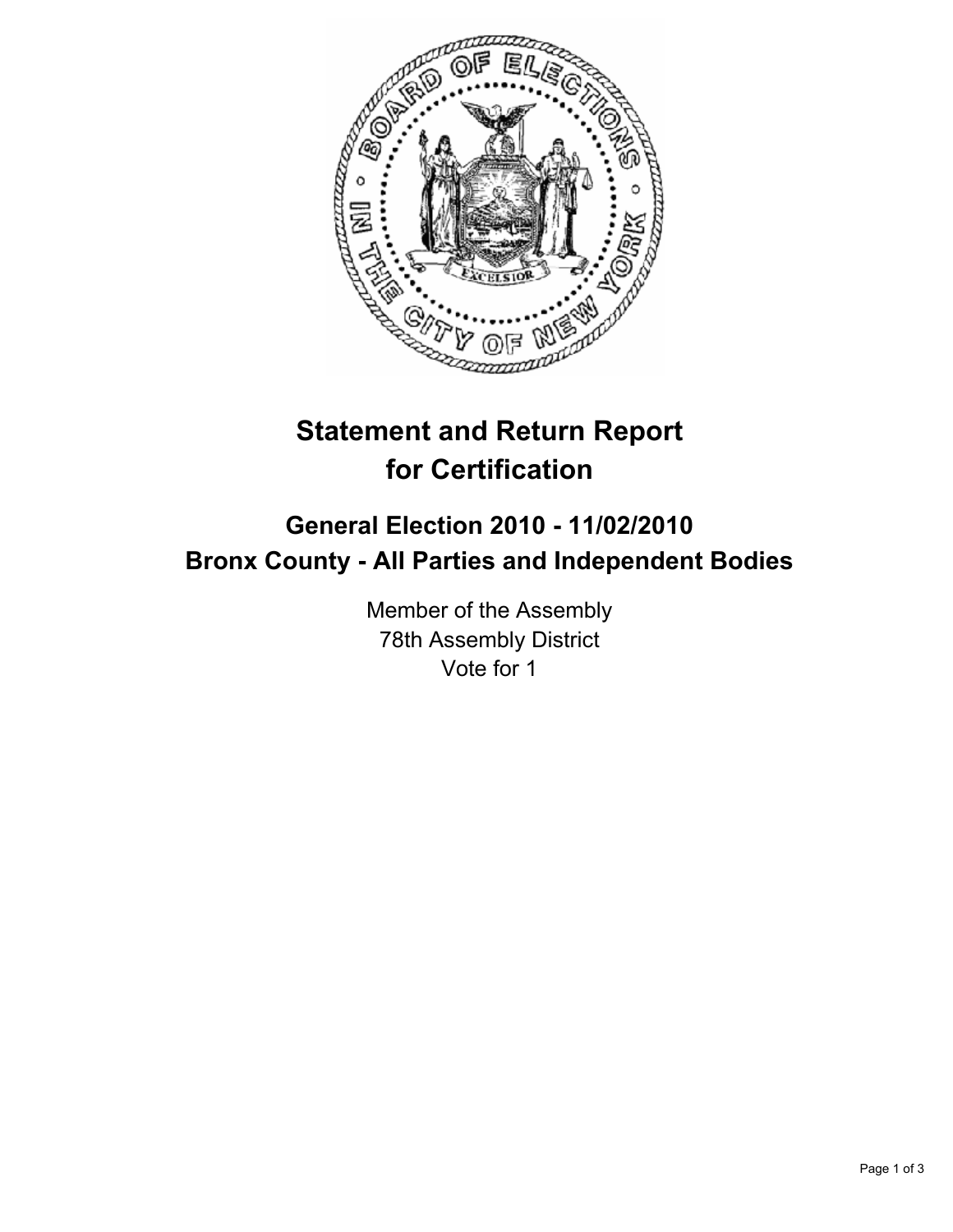# Statement and Return Report for Certification

## General Election 2010 - 11/02/2010
## Bronx County - All Parties and Independent Bodies

Member of the Assembly
78th Assembly District
Vote for 1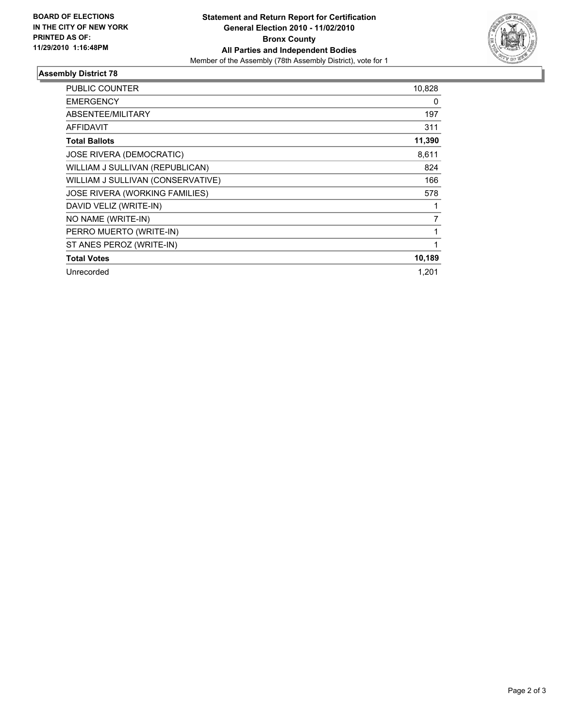**BOARD OF ELECTIONS IN THE CITY OF NEW YORK PRINTED AS OF: 11/29/2010 1:16:48PM**

**Statement and Return Report for Certification**
**General Election 2010 - 11/02/2010**
**Bronx County**
**All Parties and Independent Bodies**
Member of the Assembly (78th Assembly District), vote for 1

## Assembly District 78

| | |
|---|---|
| PUBLIC COUNTER | 10,828 |
| EMERGENCY | 0 |
| ABSENTEE/MILITARY | 197 |
| AFFIDAVIT | 311 |
| **Total Ballots** | **11,390** |
| JOSE RIVERA (DEMOCRATIC) | 8,611 |
| WILLIAM J SULLIVAN (REPUBLICAN) | 824 |
| WILLIAM J SULLIVAN (CONSERVATIVE) | 166 |
| JOSE RIVERA (WORKING FAMILIES) | 578 |
| DAVID VELIZ (WRITE-IN) | 1 |
| NO NAME (WRITE-IN) | 7 |
| PERRO MUERTO (WRITE-IN) | 1 |
| ST ANES PEROZ (WRITE-IN) | 1 |
| **Total Votes** | **10,189** |
| Unrecorded | 1,201 |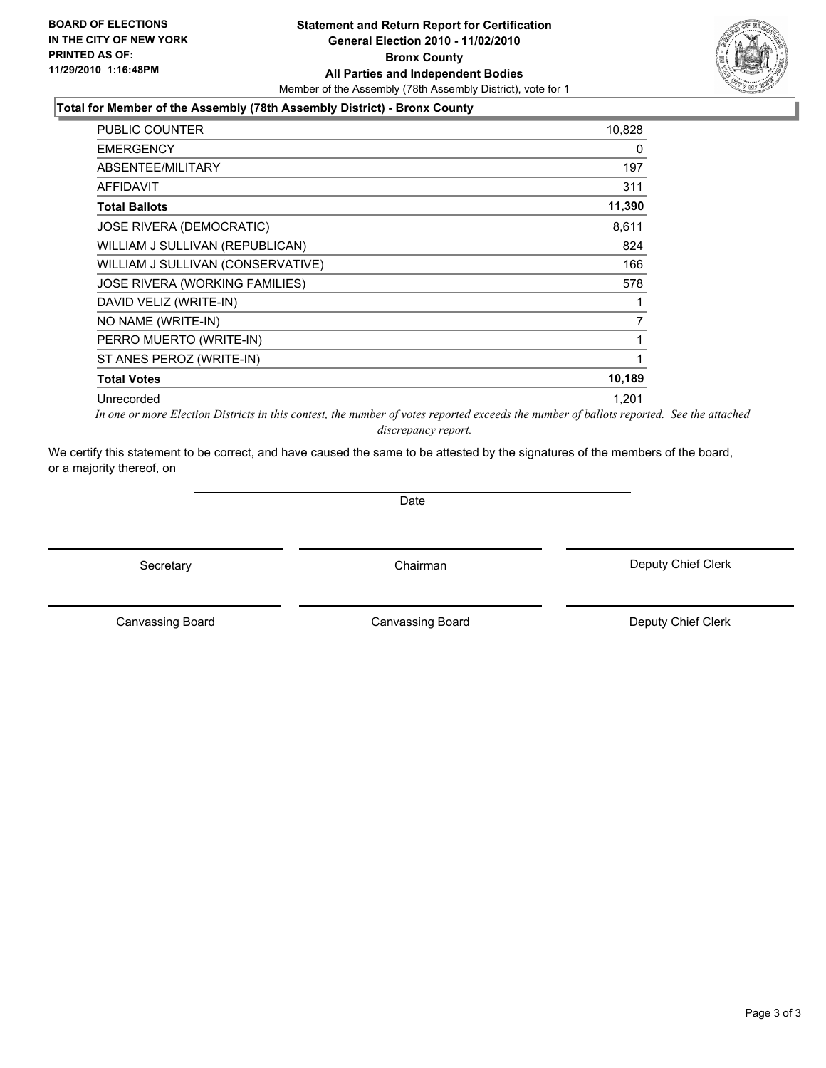**BOARD OF ELECTIONS IN THE CITY OF NEW YORK PRINTED AS OF: 11/29/2010 1:16:48PM**

**Statement and Return Report for Certification**
**General Election 2010 - 11/02/2010**
**Bronx County**
**All Parties and Independent Bodies**
Member of the Assembly (78th Assembly District), vote for 1

**Total for Member of the Assembly (78th Assembly District) - Bronx County**

| | |
|---|---|
| PUBLIC COUNTER | 10,828 |
| EMERGENCY | 0 |
| ABSENTEE/MILITARY | 197 |
| AFFIDAVIT | 311 |
| **Total Ballots** | **11,390** |
| JOSE RIVERA (DEMOCRATIC) | 8,611 |
| WILLIAM J SULLIVAN (REPUBLICAN) | 824 |
| WILLIAM J SULLIVAN (CONSERVATIVE) | 166 |
| JOSE RIVERA (WORKING FAMILIES) | 578 |
| DAVID VELIZ (WRITE-IN) | 1 |
| NO NAME (WRITE-IN) | 7 |
| PERRO MUERTO (WRITE-IN) | 1 |
| ST ANES PEROZ (WRITE-IN) | 1 |
| **Total Votes** | **10,189** |
| Unrecorded | 1,201 |

*In one or more Election Districts in this contest, the number of votes reported exceeds the number of ballots reported. See the attached discrepancy report.*

We certify this statement to be correct, and have caused the same to be attested by the signatures of the members of the board, or a majority thereof, on

Date

Secretary | Chairman | Deputy Chief Clerk

Canvassing Board | Canvassing Board | Deputy Chief Clerk